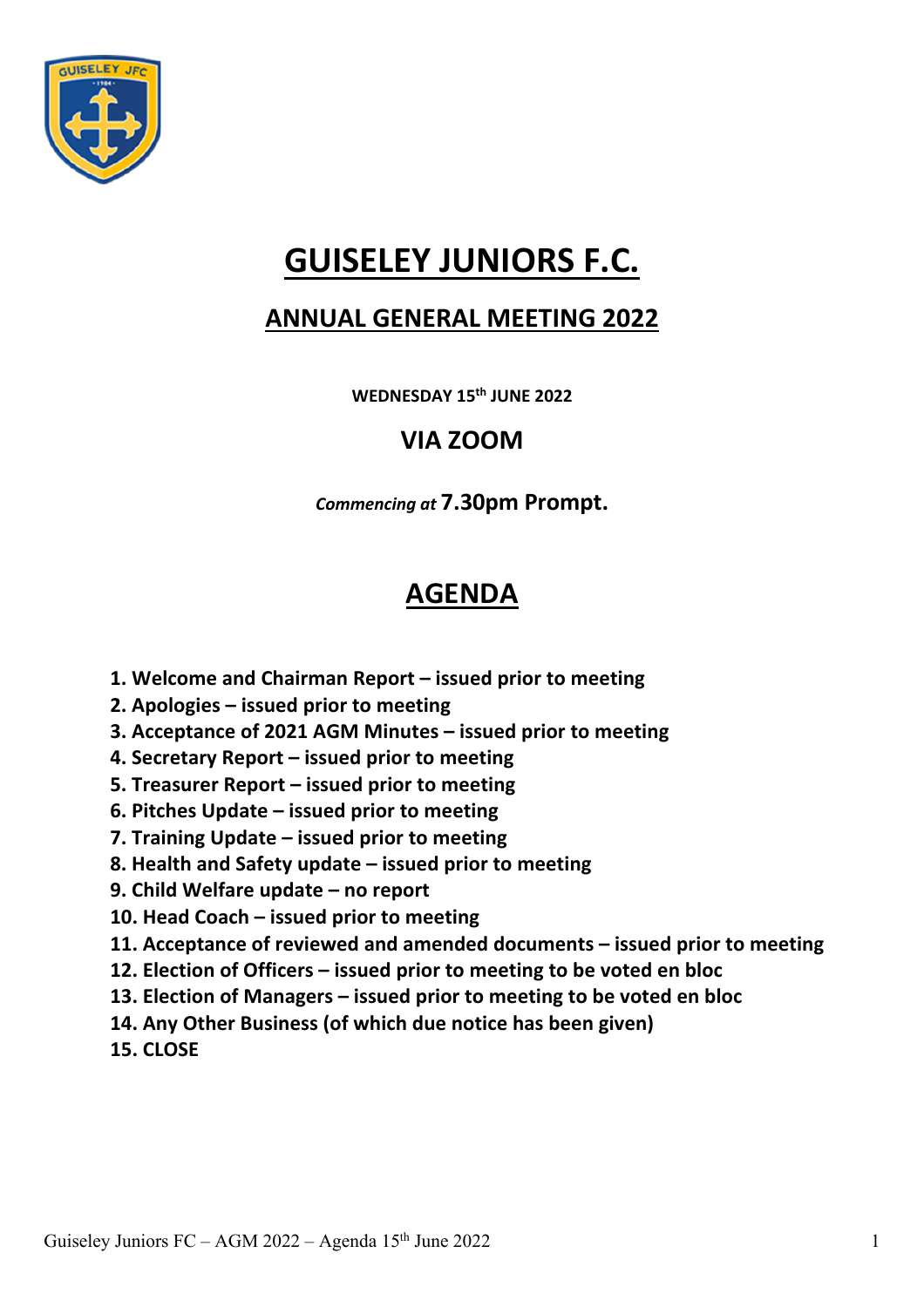# GUISELEY JUNIORS F.C.

## ANNUAL GENERAL MEETING 2022

**WEDNESDAY 15th JUNE 2022**

## VIA ZOOM

***Commencing at*** **7.30pm Prompt.**

## AGENDA

1. **Welcome and Chairman Report – issued prior to meeting**
2. **Apologies – issued prior to meeting**
3. **Acceptance of 2021 AGM Minutes – issued prior to meeting**
4. **Secretary Report – issued prior to meeting**
5. **Treasurer Report – issued prior to meeting**
6. **Pitches Update – issued prior to meeting**
7. **Training Update – issued prior to meeting**
8. **Health and Safety update – issued prior to meeting**
9. **Child Welfare update – no report**
10. **Head Coach – issued prior to meeting**
11. **Acceptance of reviewed and amended documents – issued prior to meeting**
12. **Election of Officers – issued prior to meeting to be voted en bloc**
13. **Election of Managers – issued prior to meeting to be voted en bloc**
14. **Any Other Business (of which due notice has been given)**
15. **CLOSE**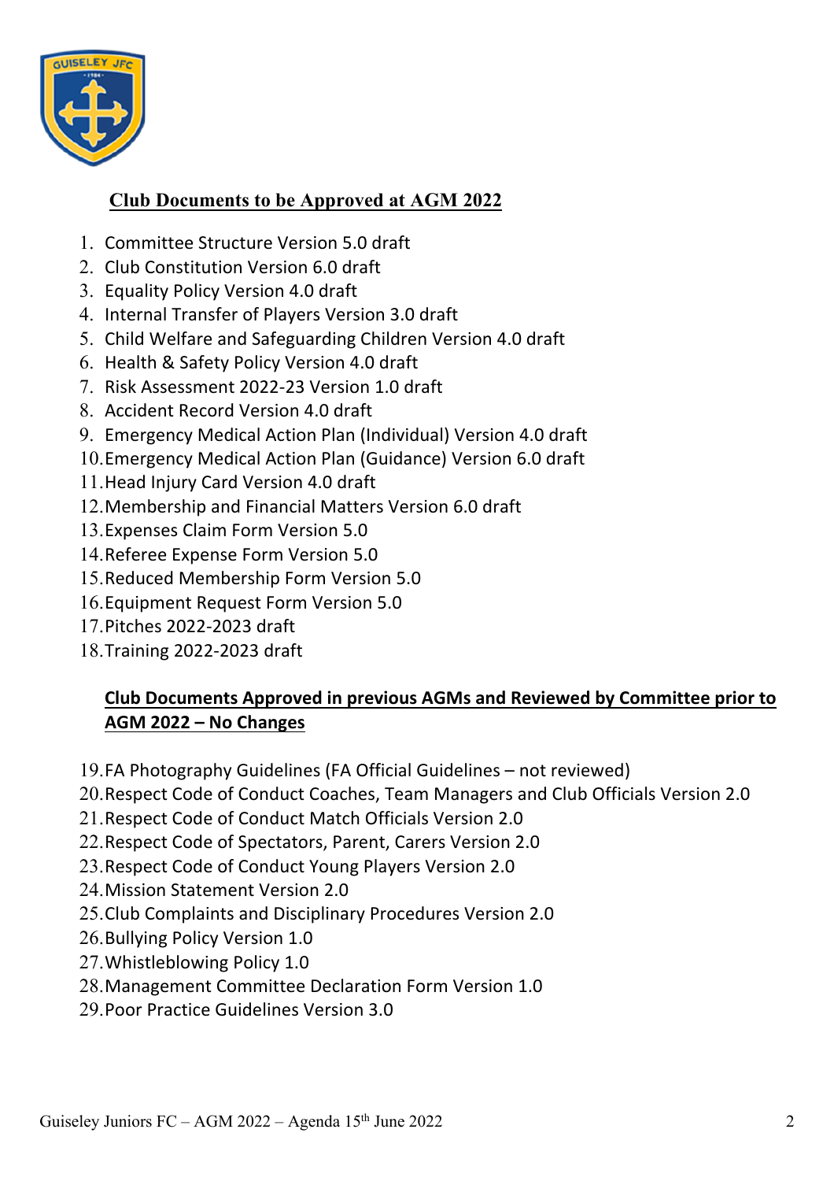## Club Documents to be Approved at AGM 2022

1. Committee Structure Version 5.0 draft
2. Club Constitution Version 6.0 draft
3. Equality Policy Version 4.0 draft
4. Internal Transfer of Players Version 3.0 draft
5. Child Welfare and Safeguarding Children Version 4.0 draft
6. Health & Safety Policy Version 4.0 draft
7. Risk Assessment 2022-23 Version 1.0 draft
8. Accident Record Version 4.0 draft
9. Emergency Medical Action Plan (Individual) Version 4.0 draft
10. Emergency Medical Action Plan (Guidance) Version 6.0 draft
11. Head Injury Card Version 4.0 draft
12. Membership and Financial Matters Version 6.0 draft
13. Expenses Claim Form Version 5.0
14. Referee Expense Form Version 5.0
15. Reduced Membership Form Version 5.0
16. Equipment Request Form Version 5.0
17. Pitches 2022-2023 draft
18. Training 2022-2023 draft

## Club Documents Approved in previous AGMs and Reviewed by Committee prior to AGM 2022 – No Changes

19. FA Photography Guidelines (FA Official Guidelines – not reviewed)
20. Respect Code of Conduct Coaches, Team Managers and Club Officials Version 2.0
21. Respect Code of Conduct Match Officials Version 2.0
22. Respect Code of Spectators, Parent, Carers Version 2.0
23. Respect Code of Conduct Young Players Version 2.0
24. Mission Statement Version 2.0
25. Club Complaints and Disciplinary Procedures Version 2.0
26. Bullying Policy Version 1.0
27. Whistleblowing Policy 1.0
28. Management Committee Declaration Form Version 1.0
29. Poor Practice Guidelines Version 3.0